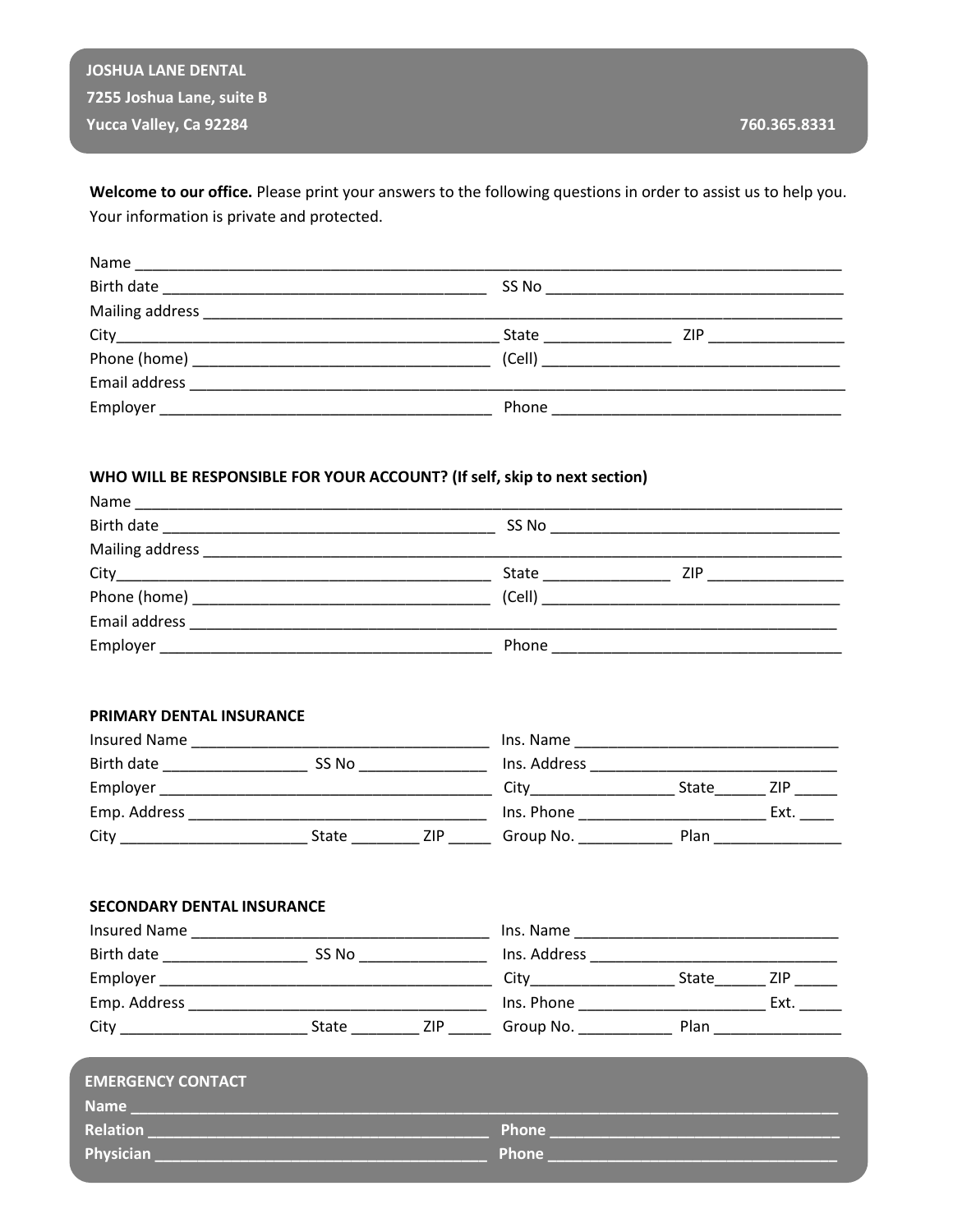**JOSHUA LANE DENTAL**
**7255 Joshua Lane, suite B**
**Yucca Valley, Ca 92284** **760.365.8331**

**Welcome to our office.** Please print your answers to the following questions in order to assist us to help you. Your information is private and protected.

Name ___________________________________________________________________________
Birth date ____________________________________ SS No __________________________________
Mailing address ___________________________________________________________________
City____________________________________________ State ______________ ZIP _______________
Phone (home) _________________________________ (Cell) __________________________________
Email address _____________________________________________________________________
Employer _____________________________________ Phone _________________________________

### WHO WILL BE RESPONSIBLE FOR YOUR ACCOUNT? (If self, skip to next section)

Name ___________________________________________________________________________
Birth date ____________________________________ SS No __________________________________
Mailing address ___________________________________________________________________
City____________________________________________ State ______________ ZIP _______________
Phone (home) _________________________________ (Cell) __________________________________
Email address _____________________________________________________________________
Employer _____________________________________ Phone _________________________________

### PRIMARY DENTAL INSURANCE

Insured Name _________________________________ Ins. Name ______________________________
Birth date ________________ SS No ______________ Ins. Address ____________________________
Employer ____________________________________ City________________ State______ ZIP _____
Emp. Address _________________________________ Ins. Phone _____________________ Ext. ____
City _____________________ State ________ ZIP _____ Group No. ___________ Plan _______________

### SECONDARY DENTAL INSURANCE

Insured Name _________________________________ Ins. Name ______________________________
Birth date ________________ SS No ______________ Ins. Address ____________________________
Employer ____________________________________ City________________ State______ ZIP _____
Emp. Address _________________________________ Ins. Phone _____________________ Ext. _____
City _____________________ State ________ ZIP _____ Group No. ___________ Plan _______________

### EMERGENCY CONTACT

**Name** ___________________________________________________________________________
**Relation** ___________________________________ **Phone** __________________________________
**Physician** __________________________________ **Phone** __________________________________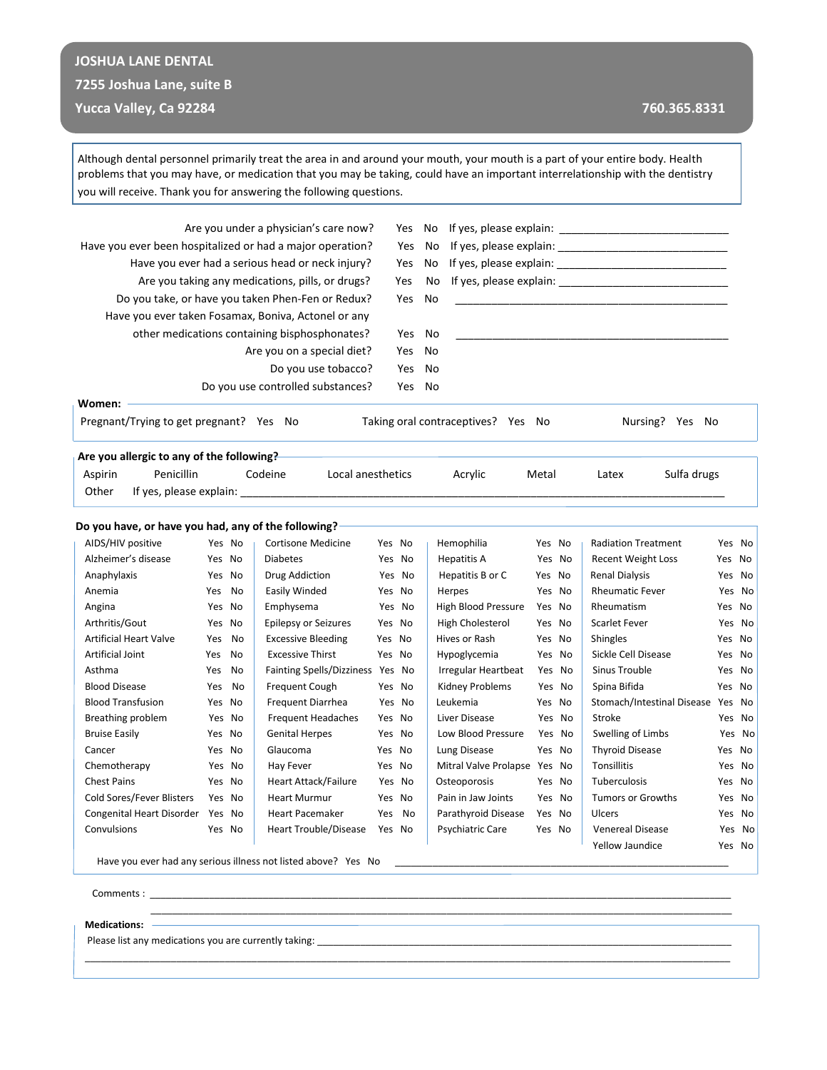**JOSHUA LANE DENTAL**
**7255 Joshua Lane, suite B**
**Yucca Valley, Ca 92284** **760.365.8331**

Although dental personnel primarily treat the area in and around your mouth, your mouth is a part of your entire body. Health problems that you may have, or medication that you may be taking, could have an important interrelationship with the dentistry you will receive. Thank you for answering the following questions.

Are you under a physician's care now? Yes No If yes, please explain: ____________________________

Have you ever been hospitalized or had a major operation? Yes No If yes, please explain: ____________________________

Have you ever had a serious head or neck injury? Yes No If yes, please explain: ____________________________

Are you taking any medications, pills, or drugs? Yes No If yes, please explain: ____________________________

Do you take, or have you taken Phen-Fen or Redux? Yes No ____________________________

Have you ever taken Fosamax, Boniva, Actonel or any other medications containing bisphosphonates? Yes No ____________________________

Are you on a special diet? Yes No

Do you use tobacco? Yes No

Do you use controlled substances? Yes No

**Women:**

Pregnant/Trying to get pregnant? Yes No Taking oral contraceptives? Yes No Nursing? Yes No

**Are you allergic to any of the following?**

Aspirin Penicillin Codeine Local anesthetics Acrylic Metal Latex Sulfa drugs

Other If yes, please explain: ____________________________

**Do you have, or have you had, any of the following?**

| | | | | | | | |
|---|---|---|---|---|---|---|---|
| AIDS/HIV positive | Yes No | Cortisone Medicine | Yes No | Hemophilia | Yes No | Radiation Treatment | Yes No |
| Alzheimer's disease | Yes No | Diabetes | Yes No | Hepatitis A | Yes No | Recent Weight Loss | Yes No |
| Anaphylaxis | Yes No | Drug Addiction | Yes No | Hepatitis B or C | Yes No | Renal Dialysis | Yes No |
| Anemia | Yes No | Easily Winded | Yes No | Herpes | Yes No | Rheumatic Fever | Yes No |
| Angina | Yes No | Emphysema | Yes No | High Blood Pressure | Yes No | Rheumatism | Yes No |
| Arthritis/Gout | Yes No | Epilepsy or Seizures | Yes No | High Cholesterol | Yes No | Scarlet Fever | Yes No |
| Artificial Heart Valve | Yes No | Excessive Bleeding | Yes No | Hives or Rash | Yes No | Shingles | Yes No |
| Artificial Joint | Yes No | Excessive Thirst | Yes No | Hypoglycemia | Yes No | Sickle Cell Disease | Yes No |
| Asthma | Yes No | Fainting Spells/Dizziness | Yes No | Irregular Heartbeat | Yes No | Sinus Trouble | Yes No |
| Blood Disease | Yes No | Frequent Cough | Yes No | Kidney Problems | Yes No | Spina Bifida | Yes No |
| Blood Transfusion | Yes No | Frequent Diarrhea | Yes No | Leukemia | Yes No | Stomach/Intestinal Disease | Yes No |
| Breathing problem | Yes No | Frequent Headaches | Yes No | Liver Disease | Yes No | Stroke | Yes No |
| Bruise Easily | Yes No | Genital Herpes | Yes No | Low Blood Pressure | Yes No | Swelling of Limbs | Yes No |
| Cancer | Yes No | Glaucoma | Yes No | Lung Disease | Yes No | Thyroid Disease | Yes No |
| Chemotherapy | Yes No | Hay Fever | Yes No | Mitral Valve Prolapse | Yes No | Tonsillitis | Yes No |
| Chest Pains | Yes No | Heart Attack/Failure | Yes No | Osteoporosis | Yes No | Tuberculosis | Yes No |
| Cold Sores/Fever Blisters | Yes No | Heart Murmur | Yes No | Pain in Jaw Joints | Yes No | Tumors or Growths | Yes No |
| Congenital Heart Disorder | Yes No | Heart Pacemaker | Yes No | Parathyroid Disease | Yes No | Ulcers | Yes No |
| Convulsions | Yes No | Heart Trouble/Disease | Yes No | Psychiatric Care | Yes No | Venereal Disease | Yes No |
| | | | | | | Yellow Jaundice | Yes No |

Have you ever had any serious illness not listed above? Yes No ____________________________

Comments : ____________________________

____________________________

**Medications:**

Please list any medications you are currently taking: ____________________________

____________________________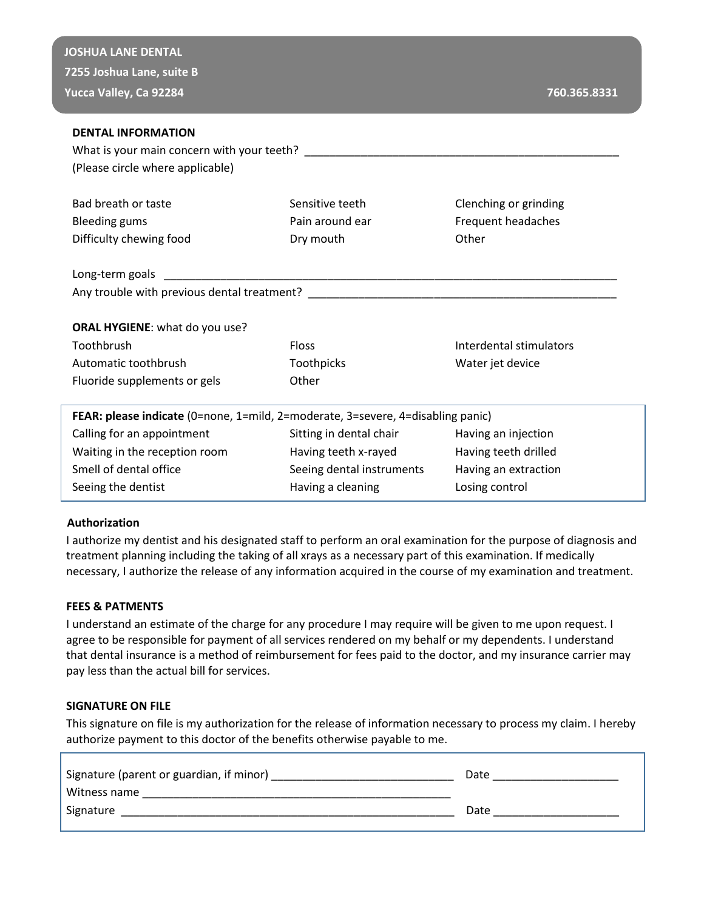**JOSHUA LANE DENTAL**
**7255 Joshua Lane, suite B**
**Yucca Valley, Ca 92284** **760.365.8331**

**DENTAL INFORMATION**

What is your main concern with your teeth? ____________________________________________________

(Please circle where applicable)

| | | |
|---|---|---|
| Bad breath or taste | Sensitive teeth | Clenching or grinding |
| Bleeding gums | Pain around ear | Frequent headaches |
| Difficulty chewing food | Dry mouth | Other |

Long-term goals ____________________________________________________________________________

Any trouble with previous dental treatment? ____________________________________________________

**ORAL HYGIENE**: what do you use?

| | | |
|---|---|---|
| Toothbrush | Floss | Interdental stimulators |
| Automatic toothbrush | Toothpicks | Water jet device |
| Fluoride supplements or gels | Other | |

**FEAR: please indicate** (0=none, 1=mild, 2=moderate, 3=severe, 4=disabling panic)

| | | |
|---|---|---|
| Calling for an appointment | Sitting in dental chair | Having an injection |
| Waiting in the reception room | Having teeth x-rayed | Having teeth drilled |
| Smell of dental office | Seeing dental instruments | Having an extraction |
| Seeing the dentist | Having a cleaning | Losing control |

**Authorization**

I authorize my dentist and his designated staff to perform an oral examination for the purpose of diagnosis and treatment planning including the taking of all xrays as a necessary part of this examination. If medically necessary, I authorize the release of any information acquired in the course of my examination and treatment.

**FEES & PATMENTS**

I understand an estimate of the charge for any procedure I may require will be given to me upon request. I agree to be responsible for payment of all services rendered on my behalf or my dependents. I understand that dental insurance is a method of reimbursement for fees paid to the doctor, and my insurance carrier may pay less than the actual bill for services.

**SIGNATURE ON FILE**

This signature on file is my authorization for the release of information necessary to process my claim. I hereby authorize payment to this doctor of the benefits otherwise payable to me.

Signature (parent or guardian, if minor) ____________________________ Date ___________________

Witness name ________________________________________________

Signature ____________________________________________________ Date ___________________